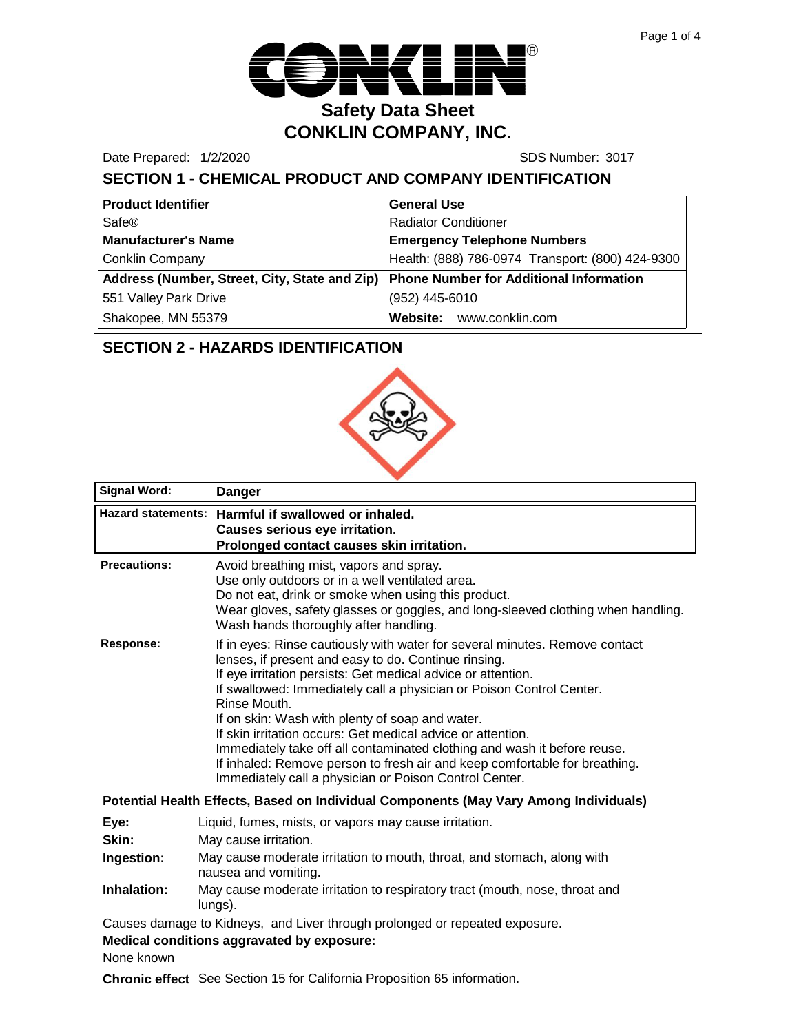# Safety Data Sheet

## CONKLIN COMPANY, INC.

Date Prepared: 1/2/2020 SDS Number: 3017

## SECTION 1 - CHEMICAL PRODUCT AND COMPANY IDENTIFICATION

| **Product Identifier** | **General Use** |
|---|---|
| Safe® | Radiator Conditioner |
| **Manufacturer's Name** | **Emergency Telephone Numbers** |
| Conklin Company | Health: (888) 786-0974 Transport: (800) 424-9300 |
| **Address (Number, Street, City, State and Zip)** | **Phone Number for Additional Information** |
| 551 Valley Park Drive | (952) 445-6010 |
| Shakopee, MN 55379 | **Website:** www.conklin.com |

## SECTION 2 - HAZARDS IDENTIFICATION

| | |
|---|---|
| **Signal Word:** | **Danger** |
| **Hazard statements:** | **Harmful if swallowed or inhaled.**<br>**Causes serious eye irritation.**<br>**Prolonged contact causes skin irritation.** |

**Precautions:**
Avoid breathing mist, vapors and spray.
Use only outdoors or in a well ventilated area.
Do not eat, drink or smoke when using this product.
Wear gloves, safety glasses or goggles, and long-sleeved clothing when handling.
Wash hands thoroughly after handling.

**Response:**
If in eyes: Rinse cautiously with water for several minutes. Remove contact lenses, if present and easy to do. Continue rinsing.
If eye irritation persists: Get medical advice or attention.
If swallowed: Immediately call a physician or Poison Control Center.
Rinse Mouth.
If on skin: Wash with plenty of soap and water.
If skin irritation occurs: Get medical advice or attention.
Immediately take off all contaminated clothing and wash it before reuse.
If inhaled: Remove person to fresh air and keep comfortable for breathing.
Immediately call a physician or Poison Control Center.

**Potential Health Effects, Based on Individual Components (May Vary Among Individuals)**

**Eye:** Liquid, fumes, mists, or vapors may cause irritation.

**Skin:** May cause irritation.

**Ingestion:** May cause moderate irritation to mouth, throat, and stomach, along with nausea and vomiting.

**Inhalation:** May cause moderate irritation to respiratory tract (mouth, nose, throat and lungs).

Causes damage to Kidneys, and Liver through prolonged or repeated exposure.

**Medical conditions aggravated by exposure:**

None known

**Chronic effect** See Section 15 for California Proposition 65 information.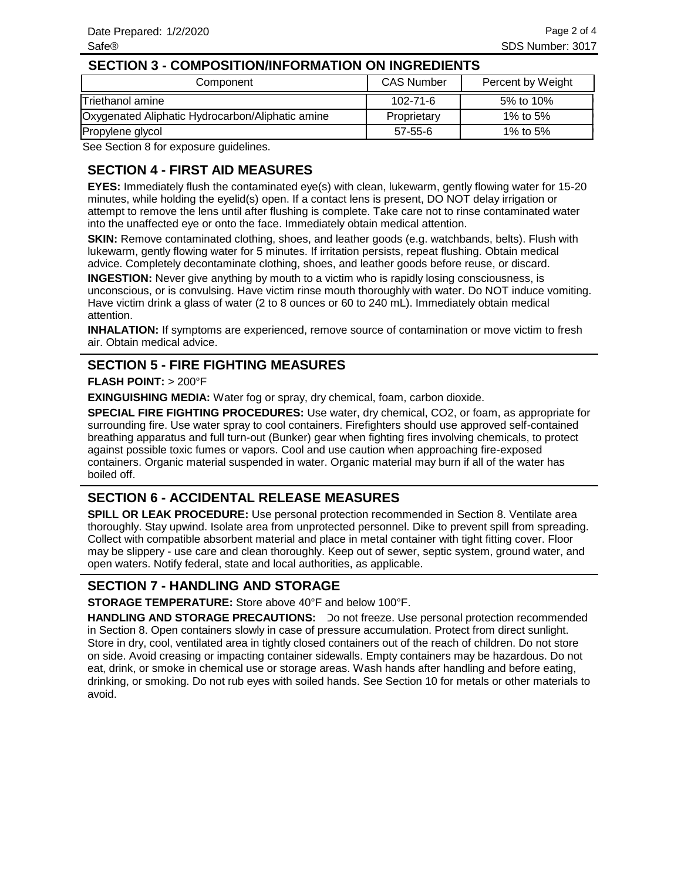## SECTION 3 - COMPOSITION/INFORMATION ON INGREDIENTS

| Component | CAS Number | Percent by Weight |
|---|---|---|
| Triethanol amine | 102-71-6 | 5% to 10% |
| Oxygenated Aliphatic Hydrocarbon/Aliphatic amine | Proprietary | 1% to 5% |
| Propylene glycol | 57-55-6 | 1% to 5% |

See Section 8 for exposure guidelines.

## SECTION 4 - FIRST AID MEASURES

**EYES:** Immediately flush the contaminated eye(s) with clean, lukewarm, gently flowing water for 15-20 minutes, while holding the eyelid(s) open. If a contact lens is present, DO NOT delay irrigation or attempt to remove the lens until after flushing is complete. Take care not to rinse contaminated water into the unaffected eye or onto the face. Immediately obtain medical attention.

**SKIN:** Remove contaminated clothing, shoes, and leather goods (e.g. watchbands, belts). Flush with lukewarm, gently flowing water for 5 minutes. If irritation persists, repeat flushing. Obtain medical advice. Completely decontaminate clothing, shoes, and leather goods before reuse, or discard.

**INGESTION:** Never give anything by mouth to a victim who is rapidly losing consciousness, is unconscious, or is convulsing. Have victim rinse mouth thoroughly with water. Do NOT induce vomiting. Have victim drink a glass of water (2 to 8 ounces or 60 to 240 mL). Immediately obtain medical attention.

**INHALATION:** If symptoms are experienced, remove source of contamination or move victim to fresh air. Obtain medical advice.

## SECTION 5 - FIRE FIGHTING MEASURES

**FLASH POINT:** > 200°F

**EXINGUISHING MEDIA:** Water fog or spray, dry chemical, foam, carbon dioxide.

**SPECIAL FIRE FIGHTING PROCEDURES:** Use water, dry chemical, CO2, or foam, as appropriate for surrounding fire. Use water spray to cool containers. Firefighters should use approved self-contained breathing apparatus and full turn-out (Bunker) gear when fighting fires involving chemicals, to protect against possible toxic fumes or vapors. Cool and use caution when approaching fire-exposed containers. Organic material suspended in water. Organic material may burn if all of the water has boiled off.

## SECTION 6 - ACCIDENTAL RELEASE MEASURES

**SPILL OR LEAK PROCEDURE:** Use personal protection recommended in Section 8. Ventilate area thoroughly. Stay upwind. Isolate area from unprotected personnel. Dike to prevent spill from spreading. Collect with compatible absorbent material and place in metal container with tight fitting cover. Floor may be slippery - use care and clean thoroughly. Keep out of sewer, septic system, ground water, and open waters. Notify federal, state and local authorities, as applicable.

## SECTION 7 - HANDLING AND STORAGE

**STORAGE TEMPERATURE:** Store above 40°F and below 100°F.

**HANDLING AND STORAGE PRECAUTIONS:** Do not freeze. Use personal protection recommended in Section 8. Open containers slowly in case of pressure accumulation. Protect from direct sunlight. Store in dry, cool, ventilated area in tightly closed containers out of the reach of children. Do not store on side. Avoid creasing or impacting container sidewalls. Empty containers may be hazardous. Do not eat, drink, or smoke in chemical use or storage areas. Wash hands after handling and before eating, drinking, or smoking. Do not rub eyes with soiled hands. See Section 10 for metals or other materials to avoid.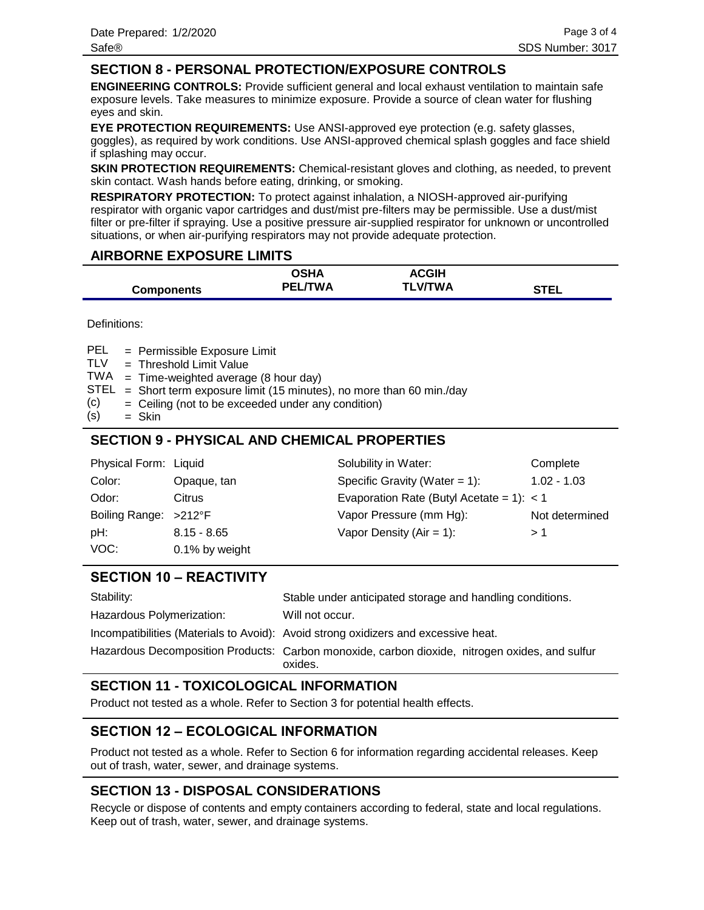## SECTION 8 - PERSONAL PROTECTION/EXPOSURE CONTROLS

**ENGINEERING CONTROLS:** Provide sufficient general and local exhaust ventilation to maintain safe exposure levels. Take measures to minimize exposure. Provide a source of clean water for flushing eyes and skin.

**EYE PROTECTION REQUIREMENTS:** Use ANSI-approved eye protection (e.g. safety glasses, goggles), as required by work conditions. Use ANSI-approved chemical splash goggles and face shield if splashing may occur.

**SKIN PROTECTION REQUIREMENTS:** Chemical-resistant gloves and clothing, as needed, to prevent skin contact. Wash hands before eating, drinking, or smoking.

**RESPIRATORY PROTECTION:** To protect against inhalation, a NIOSH-approved air-purifying respirator with organic vapor cartridges and dust/mist pre-filters may be permissible. Use a dust/mist filter or pre-filter if spraying. Use a positive pressure air-supplied respirator for unknown or uncontrolled situations, or when air-purifying respirators may not provide adequate protection.

## AIRBORNE EXPOSURE LIMITS

| Components | OSHA PEL/TWA | ACGIH TLV/TWA | STEL |
|---|---|---|---|

Definitions:

PEL = Permissible Exposure Limit
TLV = Threshold Limit Value
TWA = Time-weighted average (8 hour day)
STEL = Short term exposure limit (15 minutes), no more than 60 min./day
(c) = Ceiling (not to be exceeded under any condition)
(s) = Skin

## SECTION 9 - PHYSICAL AND CHEMICAL PROPERTIES

| | | | |
|---|---|---|---|
| Physical Form: | Liquid | Solubility in Water: | Complete |
| Color: | Opaque, tan | Specific Gravity (Water = 1): | 1.02 - 1.03 |
| Odor: | Citrus | Evaporation Rate (Butyl Acetate = 1): | < 1 |
| Boiling Range: | >212°F | Vapor Pressure (mm Hg): | Not determined |
| pH: | 8.15 - 8.65 | Vapor Density (Air = 1): | > 1 |
| VOC: | 0.1% by weight | | |

## SECTION 10 – REACTIVITY

| | |
|---|---|
| Stability: | Stable under anticipated storage and handling conditions. |
| Hazardous Polymerization: | Will not occur. |
| Incompatibilities (Materials to Avoid): | Avoid strong oxidizers and excessive heat. |
| Hazardous Decomposition Products: | Carbon monoxide, carbon dioxide, nitrogen oxides, and sulfur oxides. |

## SECTION 11 - TOXICOLOGICAL INFORMATION

Product not tested as a whole. Refer to Section 3 for potential health effects.

## SECTION 12 – ECOLOGICAL INFORMATION

Product not tested as a whole. Refer to Section 6 for information regarding accidental releases. Keep out of trash, water, sewer, and drainage systems.

## SECTION 13 - DISPOSAL CONSIDERATIONS

Recycle or dispose of contents and empty containers according to federal, state and local regulations. Keep out of trash, water, sewer, and drainage systems.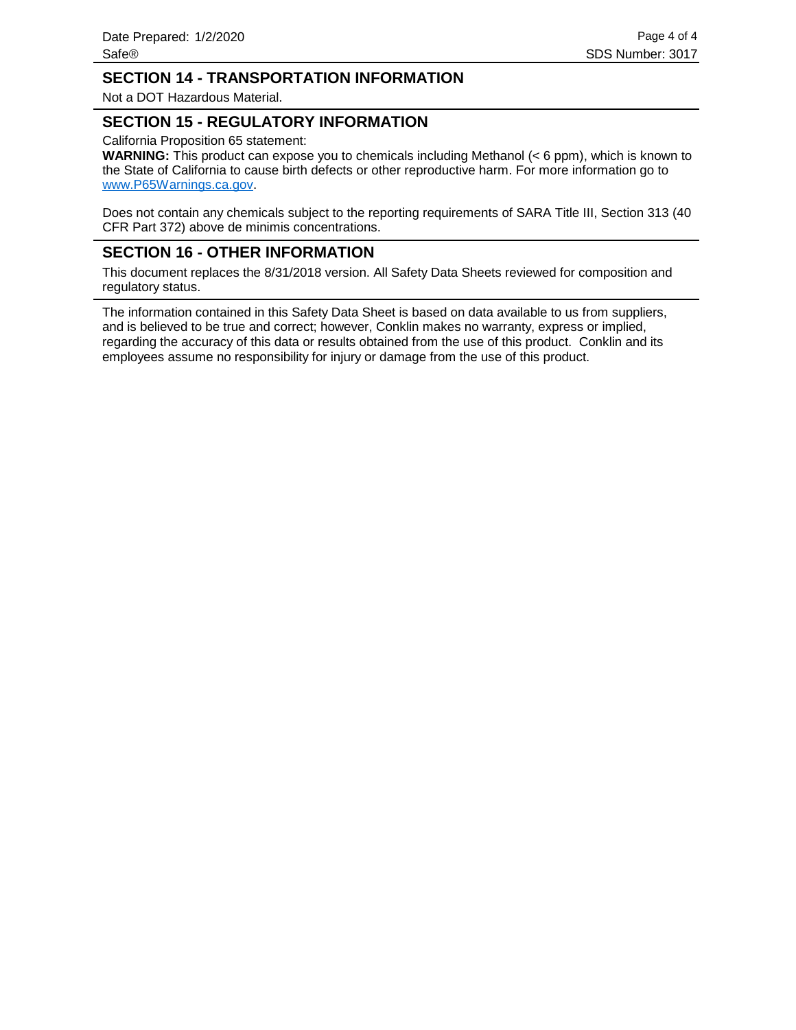## SECTION 14 - TRANSPORTATION INFORMATION

Not a DOT Hazardous Material.

## SECTION 15 - REGULATORY INFORMATION

California Proposition 65 statement:

**WARNING:** This product can expose you to chemicals including Methanol (< 6 ppm), which is known to the State of California to cause birth defects or other reproductive harm. For more information go to www.P65Warnings.ca.gov.

Does not contain any chemicals subject to the reporting requirements of SARA Title III, Section 313 (40 CFR Part 372) above de minimis concentrations.

## SECTION 16 - OTHER INFORMATION

This document replaces the 8/31/2018 version. All Safety Data Sheets reviewed for composition and regulatory status.

The information contained in this Safety Data Sheet is based on data available to us from suppliers, and is believed to be true and correct; however, Conklin makes no warranty, express or implied, regarding the accuracy of this data or results obtained from the use of this product. Conklin and its employees assume no responsibility for injury or damage from the use of this product.